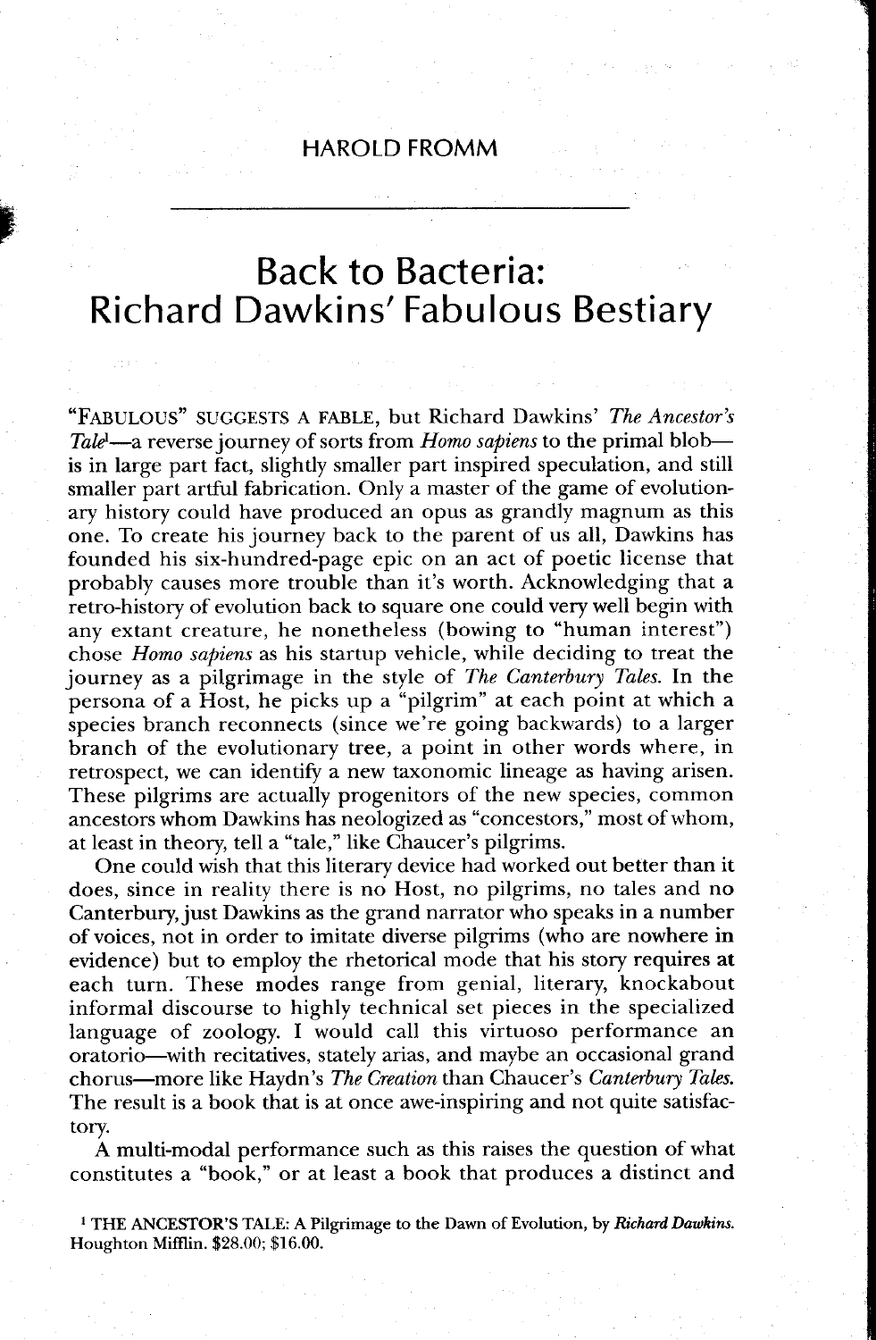HAROLD FROMM

# Back to Bacteria: Richard Dawkins' Fabulous Bestiary

"FABULOUS" SUGGESTS A FABLE, but Richard Dawkins' *The Ancestor's Tale*[1]—a reverse journey of sorts from *Homo sapiens* to the primal blob—is in large part fact, slightly smaller part inspired speculation, and still smaller part artful fabrication. Only a master of the game of evolutionary history could have produced an opus as grandly magnum as this one. To create his journey back to the parent of us all, Dawkins has founded his six-hundred-page epic on an act of poetic license that probably causes more trouble than it's worth. Acknowledging that a retro-history of evolution back to square one could very well begin with any extant creature, he nonetheless (bowing to "human interest") chose *Homo sapiens* as his startup vehicle, while deciding to treat the journey as a pilgrimage in the style of *The Canterbury Tales*. In the persona of a Host, he picks up a "pilgrim" at each point at which a species branch reconnects (since we're going backwards) to a larger branch of the evolutionary tree, a point in other words where, in retrospect, we can identify a new taxonomic lineage as having arisen. These pilgrims are actually progenitors of the new species, common ancestors whom Dawkins has neologized as "concestors," most of whom, at least in theory, tell a "tale," like Chaucer's pilgrims.

One could wish that this literary device had worked out better than it does, since in reality there is no Host, no pilgrims, no tales and no Canterbury, just Dawkins as the grand narrator who speaks in a number of voices, not in order to imitate diverse pilgrims (who are nowhere in evidence) but to employ the rhetorical mode that his story requires at each turn. These modes range from genial, literary, knockabout informal discourse to highly technical set pieces in the specialized language of zoology. I would call this virtuoso performance an oratorio—with recitatives, stately arias, and maybe an occasional grand chorus—more like Haydn's *The Creation* than Chaucer's *Canterbury Tales*. The result is a book that is at once awe-inspiring and not quite satisfactory.

A multi-modal performance such as this raises the question of what constitutes a "book," or at least a book that produces a distinct and

[1] THE ANCESTOR'S TALE: A Pilgrimage to the Dawn of Evolution, by *Richard Dawkins*. Houghton Mifflin. $28.00; $16.00.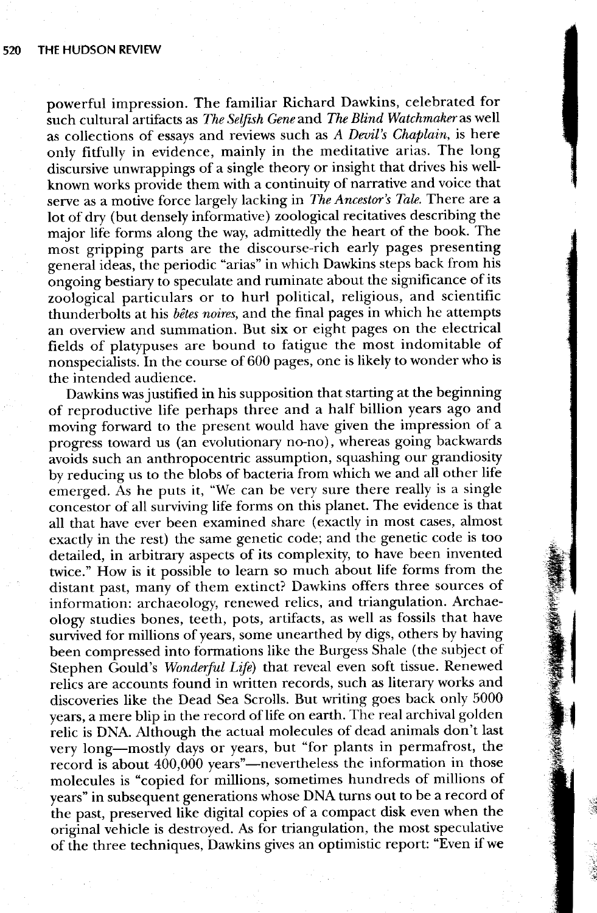powerful impression. The familiar Richard Dawkins, celebrated for such cultural artifacts as *The Selfish Gene* and *The Blind Watchmaker* as well as collections of essays and reviews such as *A Devil's Chaplain*, is here only fitfully in evidence, mainly in the meditative arias. The long discursive unwrappings of a single theory or insight that drives his well-known works provide them with a continuity of narrative and voice that serve as a motive force largely lacking in *The Ancestor's Tale*. There are a lot of dry (but densely informative) zoological recitatives describing the major life forms along the way, admittedly the heart of the book. The most gripping parts are the discourse-rich early pages presenting general ideas, the periodic "arias" in which Dawkins steps back from his ongoing bestiary to speculate and ruminate about the significance of its zoological particulars or to hurl political, religious, and scientific thunderbolts at his *bêtes noires*, and the final pages in which he attempts an overview and summation. But six or eight pages on the electrical fields of platypuses are bound to fatigue the most indomitable of nonspecialists. In the course of 600 pages, one is likely to wonder who is the intended audience.

Dawkins was justified in his supposition that starting at the beginning of reproductive life perhaps three and a half billion years ago and moving forward to the present would have given the impression of a progress toward us (an evolutionary no-no), whereas going backwards avoids such an anthropocentric assumption, squashing our grandiosity by reducing us to the blobs of bacteria from which we and all other life emerged. As he puts it, "We can be very sure there really is a single concestor of all surviving life forms on this planet. The evidence is that all that have ever been examined share (exactly in most cases, almost exactly in the rest) the same genetic code; and the genetic code is too detailed, in arbitrary aspects of its complexity, to have been invented twice." How is it possible to learn so much about life forms from the distant past, many of them extinct? Dawkins offers three sources of information: archaeology, renewed relics, and triangulation. Archaeology studies bones, teeth, pots, artifacts, as well as fossils that have survived for millions of years, some unearthed by digs, others by having been compressed into formations like the Burgess Shale (the subject of Stephen Gould's *Wonderful Life*) that reveal even soft tissue. Renewed relics are accounts found in written records, such as literary works and discoveries like the Dead Sea Scrolls. But writing goes back only 5000 years, a mere blip in the record of life on earth. The real archival golden relic is DNA. Although the actual molecules of dead animals don't last very long—mostly days or years, but "for plants in permafrost, the record is about 400,000 years"—nevertheless the information in those molecules is "copied for millions, sometimes hundreds of millions of years" in subsequent generations whose DNA turns out to be a record of the past, preserved like digital copies of a compact disk even when the original vehicle is destroyed. As for triangulation, the most speculative of the three techniques, Dawkins gives an optimistic report: "Even if we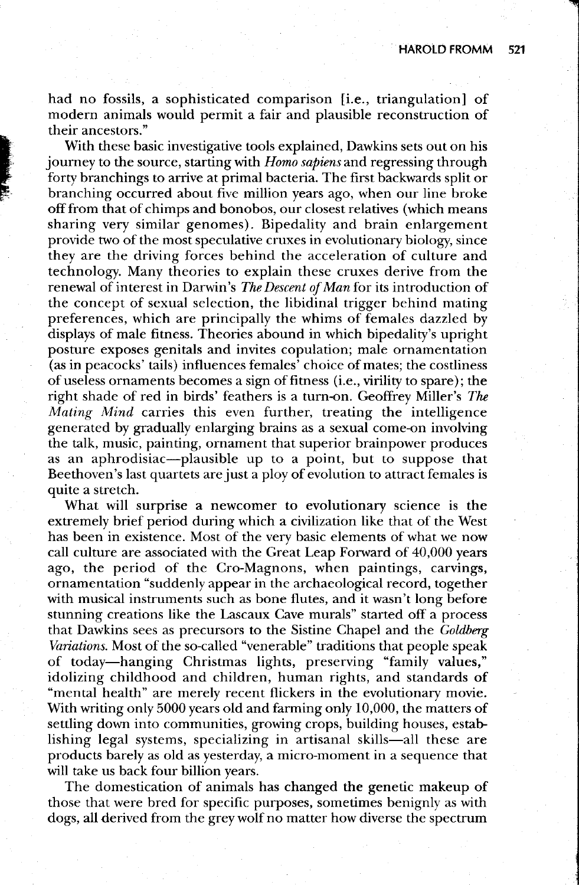had no fossils, a sophisticated comparison [i.e., triangulation] of modern animals would permit a fair and plausible reconstruction of their ancestors."

With these basic investigative tools explained, Dawkins sets out on his journey to the source, starting with *Homo sapiens* and regressing through forty branchings to arrive at primal bacteria. The first backwards split or branching occurred about five million years ago, when our line broke off from that of chimps and bonobos, our closest relatives (which means sharing very similar genomes). Bipedality and brain enlargement provide two of the most speculative cruxes in evolutionary biology, since they are the driving forces behind the acceleration of culture and technology. Many theories to explain these cruxes derive from the renewal of interest in Darwin's *The Descent of Man* for its introduction of the concept of sexual selection, the libidinal trigger behind mating preferences, which are principally the whims of females dazzled by displays of male fitness. Theories abound in which bipedality's upright posture exposes genitals and invites copulation; male ornamentation (as in peacocks' tails) influences females' choice of mates; the costliness of useless ornaments becomes a sign of fitness (i.e., virility to spare); the right shade of red in birds' feathers is a turn-on. Geoffrey Miller's *The Mating Mind* carries this even further, treating the intelligence generated by gradually enlarging brains as a sexual come-on involving the talk, music, painting, ornament that superior brainpower produces as an aphrodisiac—plausible up to a point, but to suppose that Beethoven's last quartets are just a ploy of evolution to attract females is quite a stretch.

What will surprise a newcomer to evolutionary science is the extremely brief period during which a civilization like that of the West has been in existence. Most of the very basic elements of what we now call culture are associated with the Great Leap Forward of 40,000 years ago, the period of the Cro-Magnons, when paintings, carvings, ornamentation "suddenly appear in the archaeological record, together with musical instruments such as bone flutes, and it wasn't long before stunning creations like the Lascaux Cave murals" started off a process that Dawkins sees as precursors to the Sistine Chapel and the *Goldberg Variations.* Most of the so-called "venerable" traditions that people speak of today—hanging Christmas lights, preserving "family values," idolizing childhood and children, human rights, and standards of "mental health" are merely recent flickers in the evolutionary movie. With writing only 5000 years old and farming only 10,000, the matters of settling down into communities, growing crops, building houses, establishing legal systems, specializing in artisanal skills—all these are products barely as old as yesterday, a micro-moment in a sequence that will take us back four billion years.

The domestication of animals has changed the genetic makeup of those that were bred for specific purposes, sometimes benignly as with dogs, all derived from the grey wolf no matter how diverse the spectrum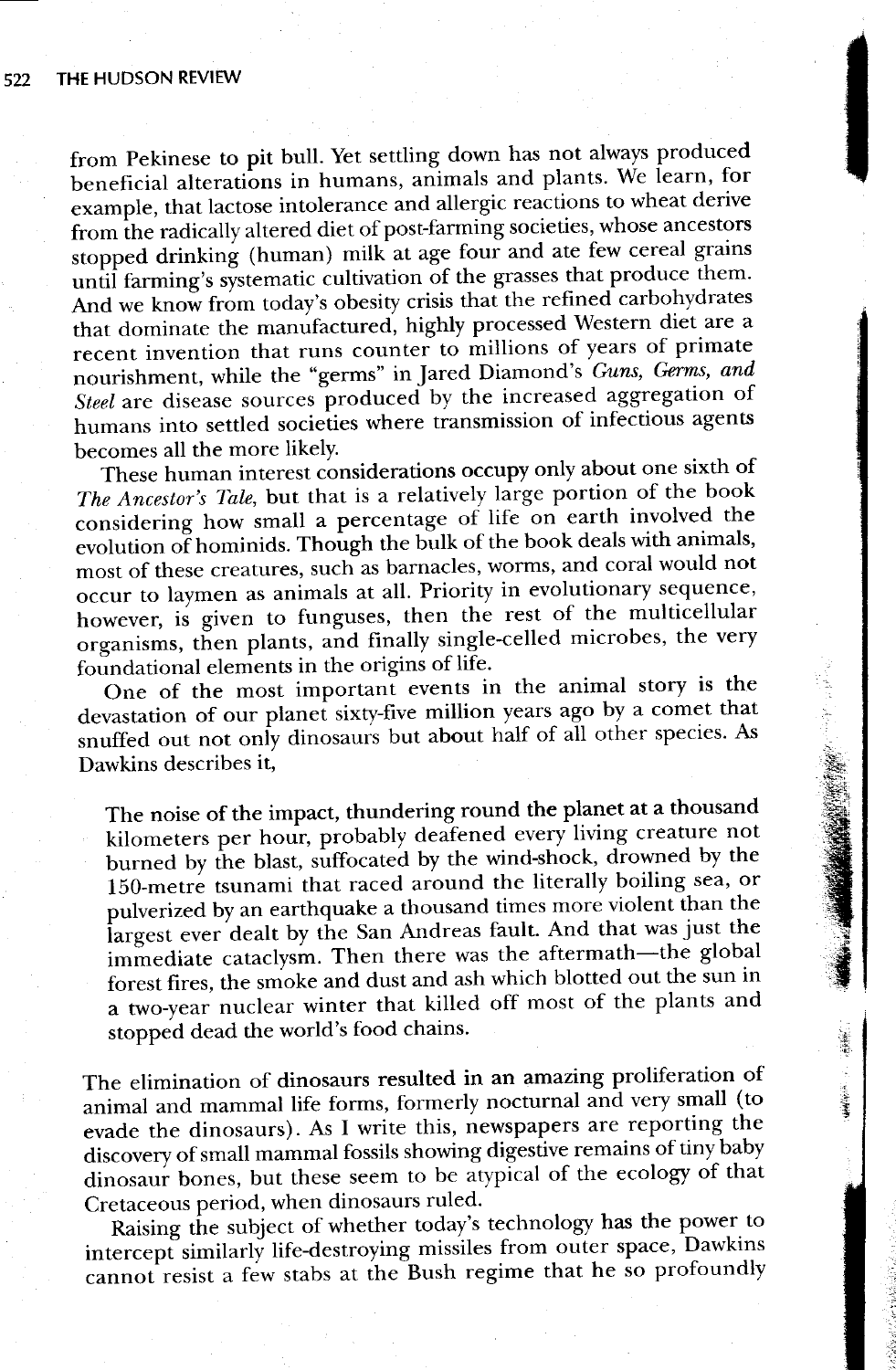from Pekinese to pit bull. Yet settling down has not always produced beneficial alterations in humans, animals and plants. We learn, for example, that lactose intolerance and allergic reactions to wheat derive from the radically altered diet of post-farming societies, whose ancestors stopped drinking (human) milk at age four and ate few cereal grains until farming's systematic cultivation of the grasses that produce them. And we know from today's obesity crisis that the refined carbohydrates that dominate the manufactured, highly processed Western diet are a recent invention that runs counter to millions of years of primate nourishment, while the "germs" in Jared Diamond's *Guns, Germs, and Steel* are disease sources produced by the increased aggregation of humans into settled societies where transmission of infectious agents becomes all the more likely.

These human interest considerations occupy only about one sixth of *The Ancestor's Tale*, but that is a relatively large portion of the book considering how small a percentage of life on earth involved the evolution of hominids. Though the bulk of the book deals with animals, most of these creatures, such as barnacles, worms, and coral would not occur to laymen as animals at all. Priority in evolutionary sequence, however, is given to funguses, then the rest of the multicellular organisms, then plants, and finally single-celled microbes, the very foundational elements in the origins of life.

One of the most important events in the animal story is the devastation of our planet sixty-five million years ago by a comet that snuffed out not only dinosaurs but about half of all other species. As Dawkins describes it,

> The noise of the impact, thundering round the planet at a thousand kilometers per hour, probably deafened every living creature not burned by the blast, suffocated by the wind-shock, drowned by the 150-metre tsunami that raced around the literally boiling sea, or pulverized by an earthquake a thousand times more violent than the largest ever dealt by the San Andreas fault. And that was just the immediate cataclysm. Then there was the aftermath—the global forest fires, the smoke and dust and ash which blotted out the sun in a two-year nuclear winter that killed off most of the plants and stopped dead the world's food chains.

The elimination of dinosaurs resulted in an amazing proliferation of animal and mammal life forms, formerly nocturnal and very small (to evade the dinosaurs). As I write this, newspapers are reporting the discovery of small mammal fossils showing digestive remains of tiny baby dinosaur bones, but these seem to be atypical of the ecology of that Cretaceous period, when dinosaurs ruled.

Raising the subject of whether today's technology has the power to intercept similarly life-destroying missiles from outer space, Dawkins cannot resist a few stabs at the Bush regime that he so profoundly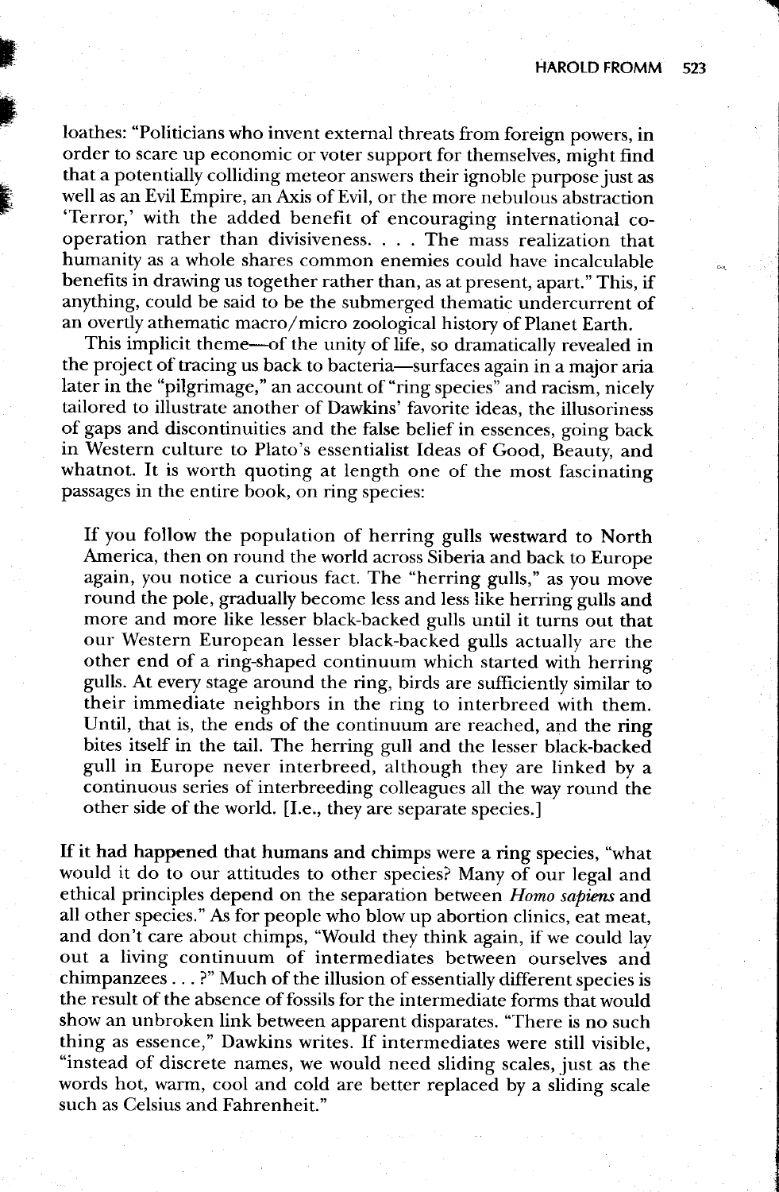loathes: "Politicians who invent external threats from foreign powers, in order to scare up economic or voter support for themselves, might find that a potentially colliding meteor answers their ignoble purpose just as well as an Evil Empire, an Axis of Evil, or the more nebulous abstraction 'Terror,' with the added benefit of encouraging international co-operation rather than divisiveness. . . . The mass realization that humanity as a whole shares common enemies could have incalculable benefits in drawing us together rather than, as at present, apart." This, if anything, could be said to be the submerged thematic undercurrent of an overtly athematic macro/micro zoological history of Planet Earth.

This implicit theme—of the unity of life, so dramatically revealed in the project of tracing us back to bacteria—surfaces again in a major aria later in the "pilgrimage," an account of "ring species" and racism, nicely tailored to illustrate another of Dawkins' favorite ideas, the illusoriness of gaps and discontinuities and the false belief in essences, going back in Western culture to Plato's essentialist Ideas of Good, Beauty, and whatnot. It is worth quoting at length one of the most fascinating passages in the entire book, on ring species:

> If you follow the population of herring gulls westward to North America, then on round the world across Siberia and back to Europe again, you notice a curious fact. The "herring gulls," as you move round the pole, gradually become less and less like herring gulls and more and more like lesser black-backed gulls until it turns out that our Western European lesser black-backed gulls actually are the other end of a ring-shaped continuum which started with herring gulls. At every stage around the ring, birds are sufficiently similar to their immediate neighbors in the ring to interbreed with them. Until, that is, the ends of the continuum are reached, and the ring bites itself in the tail. The herring gull and the lesser black-backed gull in Europe never interbreed, although they are linked by a continuous series of interbreeding colleagues all the way round the other side of the world. [I.e., they are separate species.]

If it had happened that humans and chimps were a ring species, "what would it do to our attitudes to other species? Many of our legal and ethical principles depend on the separation between *Homo sapiens* and all other species." As for people who blow up abortion clinics, eat meat, and don't care about chimps, "Would they think again, if we could lay out a living continuum of intermediates between ourselves and chimpanzees . . . ?" Much of the illusion of essentially different species is the result of the absence of fossils for the intermediate forms that would show an unbroken link between apparent disparates. "There is no such thing as essence," Dawkins writes. If intermediates were still visible, "instead of discrete names, we would need sliding scales, just as the words hot, warm, cool and cold are better replaced by a sliding scale such as Celsius and Fahrenheit."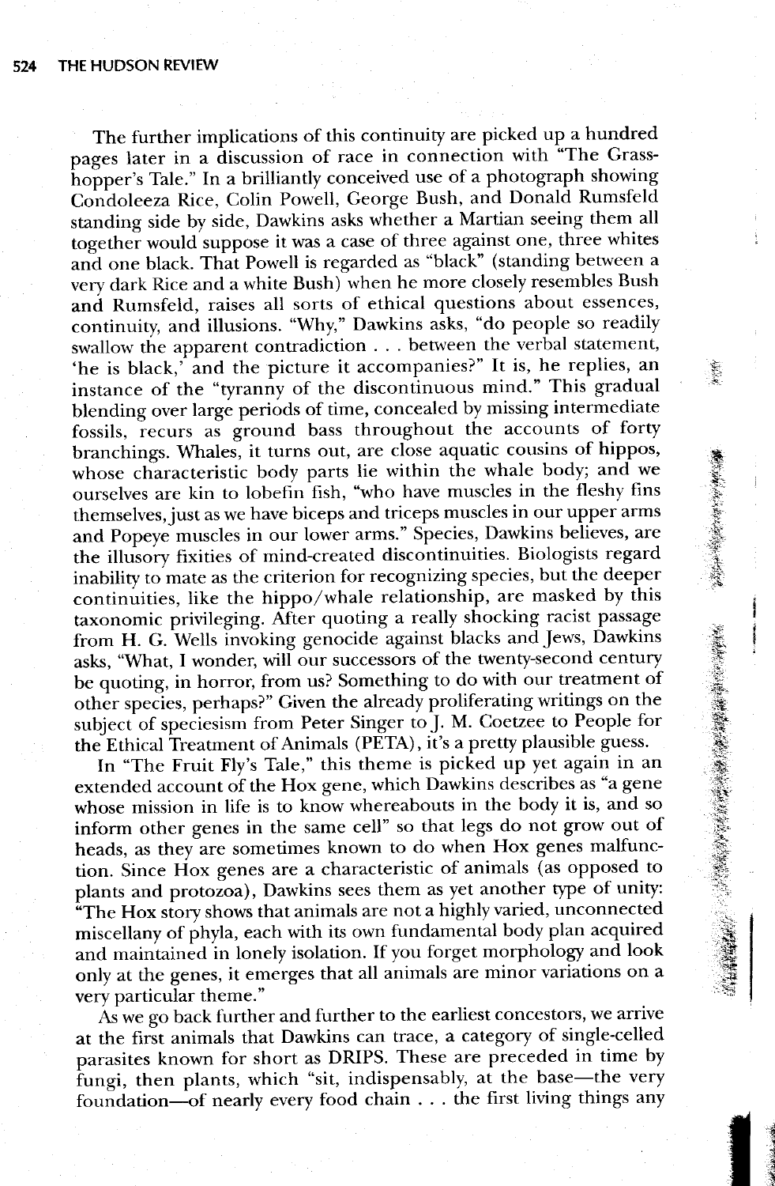The further implications of this continuity are picked up a hundred pages later in a discussion of race in connection with "The Grasshopper's Tale." In a brilliantly conceived use of a photograph showing Condoleeza Rice, Colin Powell, George Bush, and Donald Rumsfeld standing side by side, Dawkins asks whether a Martian seeing them all together would suppose it was a case of three against one, three whites and one black. That Powell is regarded as "black" (standing between a very dark Rice and a white Bush) when he more closely resembles Bush and Rumsfeld, raises all sorts of ethical questions about essences, continuity, and illusions. "Why," Dawkins asks, "do people so readily swallow the apparent contradiction . . . between the verbal statement, 'he is black,' and the picture it accompanies?" It is, he replies, an instance of the "tyranny of the discontinuous mind." This gradual blending over large periods of time, concealed by missing intermediate fossils, recurs as ground bass throughout the accounts of forty branchings. Whales, it turns out, are close aquatic cousins of hippos, whose characteristic body parts lie within the whale body; and we ourselves are kin to lobefin fish, "who have muscles in the fleshy fins themselves, just as we have biceps and triceps muscles in our upper arms and Popeye muscles in our lower arms." Species, Dawkins believes, are the illusory fixities of mind-created discontinuities. Biologists regard inability to mate as the criterion for recognizing species, but the deeper continuities, like the hippo/whale relationship, are masked by this taxonomic privileging. After quoting a really shocking racist passage from H. G. Wells invoking genocide against blacks and Jews, Dawkins asks, "What, I wonder, will our successors of the twenty-second century be quoting, in horror, from us? Something to do with our treatment of other species, perhaps?" Given the already proliferating writings on the subject of speciesism from Peter Singer to J. M. Coetzee to People for the Ethical Treatment of Animals (PETA), it's a pretty plausible guess.

In "The Fruit Fly's Tale," this theme is picked up yet again in an extended account of the Hox gene, which Dawkins describes as "a gene whose mission in life is to know whereabouts in the body it is, and so inform other genes in the same cell" so that legs do not grow out of heads, as they are sometimes known to do when Hox genes malfunction. Since Hox genes are a characteristic of animals (as opposed to plants and protozoa), Dawkins sees them as yet another type of unity: "The Hox story shows that animals are not a highly varied, unconnected miscellany of phyla, each with its own fundamental body plan acquired and maintained in lonely isolation. If you forget morphology and look only at the genes, it emerges that all animals are minor variations on a very particular theme."

As we go back further and further to the earliest concestors, we arrive at the first animals that Dawkins can trace, a category of single-celled parasites known for short as DRIPS. These are preceded in time by fungi, then plants, which "sit, indispensably, at the base—the very foundation—of nearly every food chain . . . the first living things any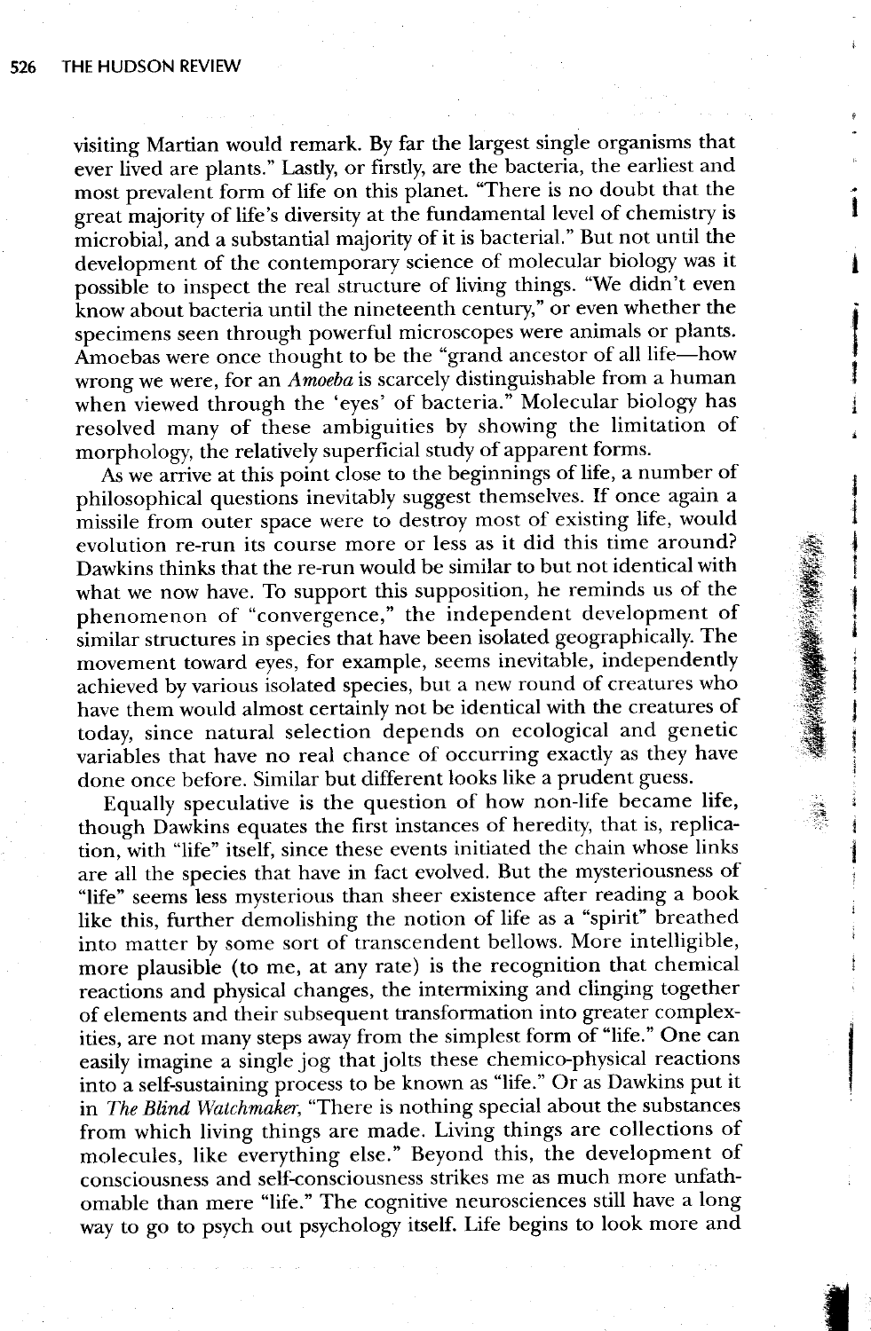visiting Martian would remark. By far the largest single organisms that ever lived are plants." Lastly, or firstly, are the bacteria, the earliest and most prevalent form of life on this planet. "There is no doubt that the great majority of life's diversity at the fundamental level of chemistry is microbial, and a substantial majority of it is bacterial." But not until the development of the contemporary science of molecular biology was it possible to inspect the real structure of living things. "We didn't even know about bacteria until the nineteenth century," or even whether the specimens seen through powerful microscopes were animals or plants. Amoebas were once thought to be the "grand ancestor of all life—how wrong we were, for an *Amoeba* is scarcely distinguishable from a human when viewed through the 'eyes' of bacteria." Molecular biology has resolved many of these ambiguities by showing the limitation of morphology, the relatively superficial study of apparent forms.

As we arrive at this point close to the beginnings of life, a number of philosophical questions inevitably suggest themselves. If once again a missile from outer space were to destroy most of existing life, would evolution re-run its course more or less as it did this time around? Dawkins thinks that the re-run would be similar to but not identical with what we now have. To support this supposition, he reminds us of the phenomenon of "convergence," the independent development of similar structures in species that have been isolated geographically. The movement toward eyes, for example, seems inevitable, independently achieved by various isolated species, but a new round of creatures who have them would almost certainly not be identical with the creatures of today, since natural selection depends on ecological and genetic variables that have no real chance of occurring exactly as they have done once before. Similar but different looks like a prudent guess.

Equally speculative is the question of how non-life became life, though Dawkins equates the first instances of heredity, that is, replication, with "life" itself, since these events initiated the chain whose links are all the species that have in fact evolved. But the mysteriousness of "life" seems less mysterious than sheer existence after reading a book like this, further demolishing the notion of life as a "spirit" breathed into matter by some sort of transcendent bellows. More intelligible, more plausible (to me, at any rate) is the recognition that chemical reactions and physical changes, the intermixing and clinging together of elements and their subsequent transformation into greater complexities, are not many steps away from the simplest form of "life." One can easily imagine a single jog that jolts these chemico-physical reactions into a self-sustaining process to be known as "life." Or as Dawkins put it in *The Blind Watchmaker*, "There is nothing special about the substances from which living things are made. Living things are collections of molecules, like everything else." Beyond this, the development of consciousness and self-consciousness strikes me as much more unfathomable than mere "life." The cognitive neurosciences still have a long way to go to psych out psychology itself. Life begins to look more and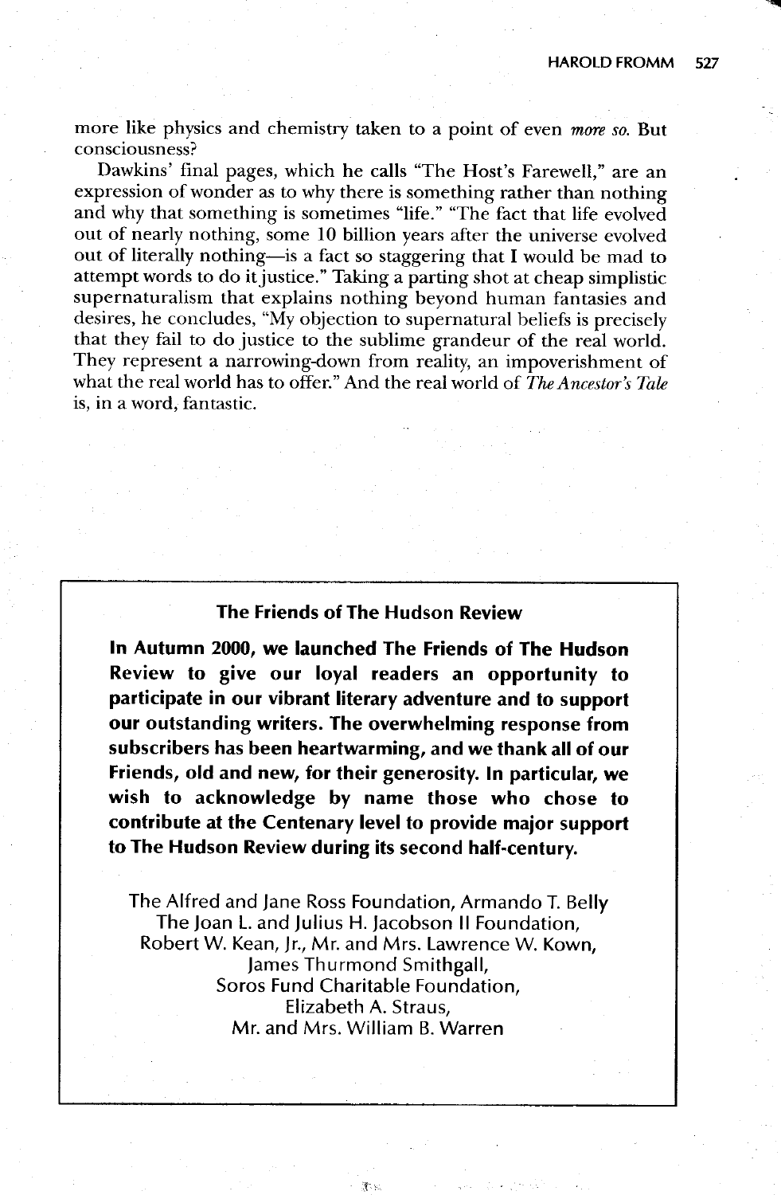more like physics and chemistry taken to a point of even *more so.* But consciousness?

Dawkins' final pages, which he calls "The Host's Farewell," are an expression of wonder as to why there is something rather than nothing and why that something is sometimes "life." "The fact that life evolved out of nearly nothing, some 10 billion years after the universe evolved out of literally nothing—is a fact so staggering that I would be mad to attempt words to do it justice." Taking a parting shot at cheap simplistic supernaturalism that explains nothing beyond human fantasies and desires, he concludes, "My objection to supernatural beliefs is precisely that they fail to do justice to the sublime grandeur of the real world. They represent a narrowing-down from reality, an impoverishment of what the real world has to offer." And the real world of *The Ancestor's Tale* is, in a word, fantastic.

---

**The Friends of The Hudson Review**

**In Autumn 2000, we launched The Friends of The Hudson Review to give our loyal readers an opportunity to participate in our vibrant literary adventure and to support our outstanding writers. The overwhelming response from subscribers has been heartwarming, and we thank all of our Friends, old and new, for their generosity. In particular, we wish to acknowledge by name those who chose to contribute at the Centenary level to provide major support to The Hudson Review during its second half-century.**

The Alfred and Jane Ross Foundation, Armando T. Belly
The Joan L. and Julius H. Jacobson II Foundation,
Robert W. Kean, Jr., Mr. and Mrs. Lawrence W. Kown,
James Thurmond Smithgall,
Soros Fund Charitable Foundation,
Elizabeth A. Straus,
Mr. and Mrs. William B. Warren